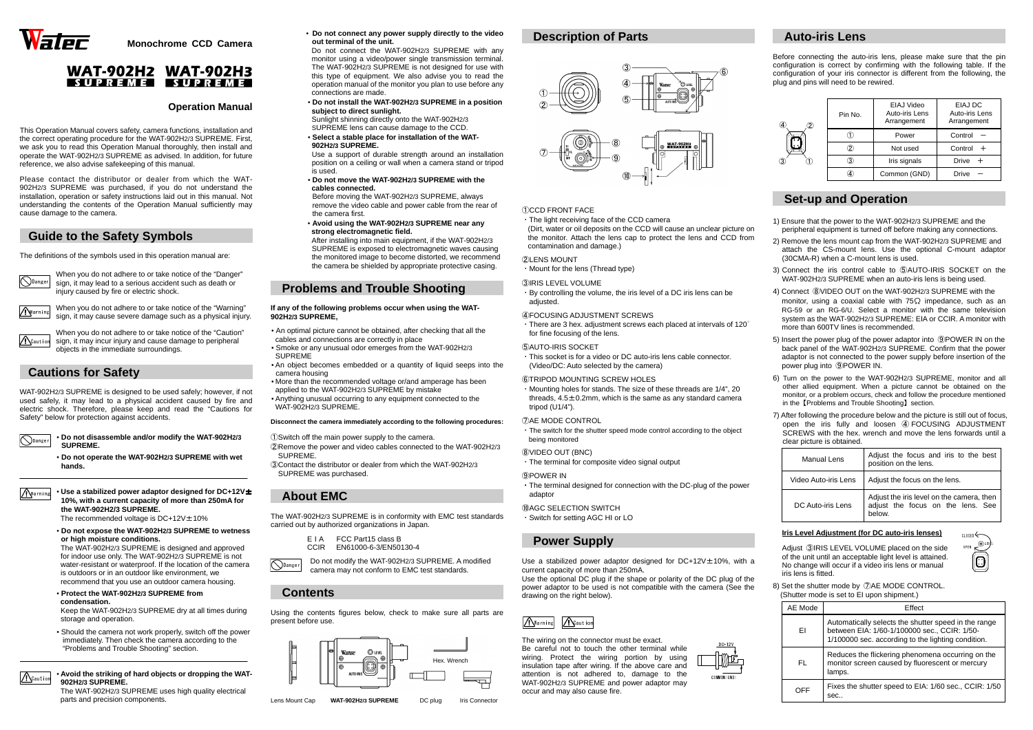# Watec

**Monochrome CCD Camera**

# WAT-902H2 SUPREME WAT-902H3 SUPREME

## Operation Manual

This Operation Manual covers safety, camera functions, installation and the correct operating procedure for the WAT-902H2/3 SUPREME. First, we ask you to read this Operation Manual thoroughly, then install and operate the WAT-902H2/3 SUPREME as advised. In addition, for future reference, we also advise safekeeping of this manual.

Please contact the distributor or dealer from which the WAT-902H2/3 SUPREME was purchased, if you do not understand the installation, operation or safety instructions laid out in this manual. Not understanding the contents of the Operation Manual sufficiently may cause damage to the camera.

## Guide to the Safety Symbols

The definitions of the symbols used in this operation manual are:

Danger: When you do not adhere to or take notice of the "Danger" sign, it may lead to a serious accident such as death or injury caused by fire or electric shock.

Warning: When you do not adhere to or take notice of the "Warning" sign, it may cause severe damage such as a physical injury.

Caution: When you do not adhere to or take notice of the "Caution" sign, it may incur injury and cause damage to peripheral objects in the immediate surroundings.

## Cautions for Safety

WAT-902H2/3 SUPREME is designed to be used safely; however, if not used safely, it may lead to a physical accident caused by fire and electric shock. Therefore, please keep and read the "Cautions for Safety" below for protection against accidents.

Danger

- **Do not disassemble and/or modify the WAT-902H2/3 SUPREME.**
- **Do not operate the WAT-902H2/3 SUPREME with wet hands.**

Warning

- **Use a stabilized power adaptor designed for DC+12V± 10%, with a current capacity of more than 250mA for the WAT-902H2/3 SUPREME.**
  The recommended voltage is DC+12V±10%
- **Do not expose the WAT-902H2/3 SUPREME to wetness or high moisture conditions.**
  The WAT-902H2/3 SUPREME is designed and approved for indoor use only. The WAT-902H2/3 SUPREME is not water-resistant or waterproof. If the location of the camera is outdoors or in an outdoor like environment, we recommend that you use an outdoor camera housing.
- **Protect the WAT-902H2/3 SUPREME from condensation.**
  Keep the WAT-902H2/3 SUPREME dry at all times during storage and operation.
- Should the camera not work properly, switch off the power immediately. Then check the camera according to the "Problems and Trouble Shooting" section.

Caution

- **Avoid the striking of hard objects or dropping the WAT-902H2/3 SUPREME.**
  The WAT-902H2/3 SUPREME uses high quality electrical parts and precision components.
- **Do not connect any power supply directly to the video out terminal of the unit.**
  Do not connect the WAT-902H2/3 SUPREME with any monitor using a video/power single transmission terminal. The WAT-902H2/3 SUPREME is not designed for use with this type of equipment. We also advise you to read the operation manual of the monitor you plan to use before any connections are made.
- **Do not install the WAT-902H2/3 SUPREME in a position subject to direct sunlight.**
  Sunlight shinning directly onto the WAT-902H2/3 SUPREME lens can cause damage to the CCD.
- **Select a stable place for installation of the WAT-902H2/3 SUPREME.**
  Use a support of durable strength around an installation position on a ceiling or wall when a camera stand or tripod is used.
- **Do not move the WAT-902H2/3 SUPREME with the cables connected.**
  Before moving the WAT-902H2/3 SUPREME, always remove the video cable and power cable from the rear of the camera first.
- **Avoid using the WAT-902H2/3 SUPREME near any strong electromagnetic field.**
  After installing into main equipment, if the WAT-902H2/3 SUPREME is exposed to electromagnetic waves causing the monitored image to become distorted, we recommend the camera be shielded by appropriate protective casing.

## Problems and Trouble Shooting

**If any of the following problems occur when using the WAT-902H2/3 SUPREME,**

- An optimal picture cannot be obtained, after checking that all the cables and connections are correctly in place
- Smoke or any unusual odor emerges from the WAT-902H2/3 SUPREME
- An object becomes embedded or a quantity of liquid seeps into the camera housing
- More than the recommended voltage or/and amperage has been applied to the WAT-902H2/3 SUPREME by mistake
- Anything unusual occurring to any equipment connected to the WAT-902H2/3 SUPREME.

**Disconnect the camera immediately according to the following procedures:**

① Switch off the main power supply to the camera.
② Remove the power and video cables connected to the WAT-902H2/3 SUPREME.
③ Contact the distributor or dealer from which the WAT-902H2/3 SUPREME was purchased.

## About EMC

The WAT-902H2/3 SUPREME is in conformity with EMC test standards carried out by authorized organizations in Japan.

EIA FCC Part15 class B
CCIR EN61000-6-3/EN50130-4

Danger: Do not modify the WAT-902H2/3 SUPREME. A modified camera may not conform to EMC test standards.

## Contents

Using the contents figures below, check to make sure all parts are present before use.

Lens Mount Cap | **WAT-902H2/3 SUPREME** | DC plug | Hex. Wrench | Iris Connector

## Description of Parts

① CCD FRONT FACE
- The light receiving face of the CCD camera
  (Dirt, water or oil deposits on the CCD will cause an unclear picture on the monitor. Attach the lens cap to protect the lens and CCD from contamination and damage.)

② LENS MOUNT
- Mount for the lens (Thread type)

③ IRIS LEVEL VOLUME
- By controlling the volume, the iris level of a DC iris lens can be adjusted.

④ FOCUSING ADJUSTMENT SCREWS
- There are 3 hex. adjustment screws each placed at intervals of 120° for fine focusing of the lens.

⑤ AUTO-IRIS SOCKET
- This socket is for a video or DC auto-iris lens cable connector. (Video/DC: Auto selected by the camera)

⑥ TRIPOD MOUNTING SCREW HOLES
- Mounting holes for stands. The size of these threads are 1/4", 20 threads, 4.5±0.2mm, which is the same as any standard camera tripod (U1/4").

⑦ AE MODE CONTROL
- The switch for the shutter speed mode control according to the object being monitored

⑧ VIDEO OUT (BNC)
- The terminal for composite video signal output

⑨ POWER IN
- The terminal designed for connection with the DC-plug of the power adaptor

⑩ AGC SELECTION SWITCH
- Switch for setting AGC HI or LO

## Power Supply

Use a stabilized power adaptor designed for DC+12V±10%, with a current capacity of more than 250mA.
Use the optional DC plug if the shape or polarity of the DC plug of the power adaptor to be used is not compatible with the camera (See the drawing on the right below).

Warning / Caution

The wiring on the connector must be exact.
Be careful not to touch the other terminal while wiring. Protect the wiring portion by using insulation tape after wiring. If the above care and attention is not adhered to, damage to the WAT-902H2/3 SUPREME and power adaptor may occur and may also cause fire.

DC+12V / COMMON (GND)

## Auto-iris Lens

Before connecting the auto-iris lens, please make sure that the pin configuration is correct by confirming with the following table. If the configuration of your iris connector is different from the following, the plug and pins will need to be rewired.

| Pin No. | EIAJ Video Auto-iris Lens Arrangement | EIAJ DC Auto-iris Lens Arrangement |
|---|---|---|
| ① | Power | Control − |
| ② | Not used | Control + |
| ③ | Iris signals | Drive + |
| ④ | Common (GND) | Drive − |

## Set-up and Operation

1) Ensure that the power to the WAT-902H2/3 SUPREME and the peripheral equipment is turned off before making any connections.
2) Remove the lens mount cap from the WAT-902H2/3 SUPREME and attach the CS-mount lens. Use the optional C-mount adaptor (30CMA-R) when a C-mount lens is used.
3) Connect the iris control cable to ⑤AUTO-IRIS SOCKET on the WAT-902H2/3 SUPREME when an auto-iris lens is being used.
4) Connect ⑧VIDEO OUT on the WAT-902H2/3 SUPREME with the monitor, using a coaxial cable with 75Ω impedance, such as an RG-59 or an RG-6/U. Select a monitor with the same television system as the WAT-902H2/3 SUPREME: EIA or CCIR. A monitor with more than 600TV lines is recommended.
5) Insert the power plug of the power adaptor into ⑨POWER IN on the back panel of the WAT-902H2/3 SUPREME. Confirm that the power adaptor is not connected to the power supply before insertion of the power plug into ⑨POWER IN.
6) Turn on the power to the WAT-902H2/3 SUPREME, monitor and all other allied equipment. When a picture cannot be obtained on the monitor, or a problem occurs, check and follow the procedure mentioned in the【Problems and Trouble Shooting】section.
7) After following the procedure below and the picture is still out of focus, open the iris fully and loosen ④FOCUSING ADJUSTMENT SCREWS with the hex. wrench and move the lens forwards until a clear picture is obtained.

| Manual Lens | Adjust the focus and iris to the best position on the lens. |
|---|---|
| Video Auto-iris Lens | Adjust the focus on the lens. |
| DC Auto-iris Lens | Adjust the iris level on the camera, then adjust the focus on the lens. See below. |

**Iris Level Adjustment (for DC auto-iris lenses)**

Adjust ③IRIS LEVEL VOLUME placed on the side of the unit until an acceptable light level is attained. No change will occur if a video iris lens or manual iris lens is fitted.

8) Set the shutter mode by ⑦AE MODE CONTROL.
(Shutter mode is set to EI upon shipment.)

| AE Mode | Effect |
|---|---|
| EI | Automatically selects the shutter speed in the range between EIA: 1/60-1/100000 sec., CCIR: 1/50-1/100000 sec. according to the lighting condition. |
| FL | Reduces the flickering phenomena occurring on the monitor screen caused by fluorescent or mercury lamps. |
| OFF | Fixes the shutter speed to EIA: 1/60 sec., CCIR: 1/50 sec.. |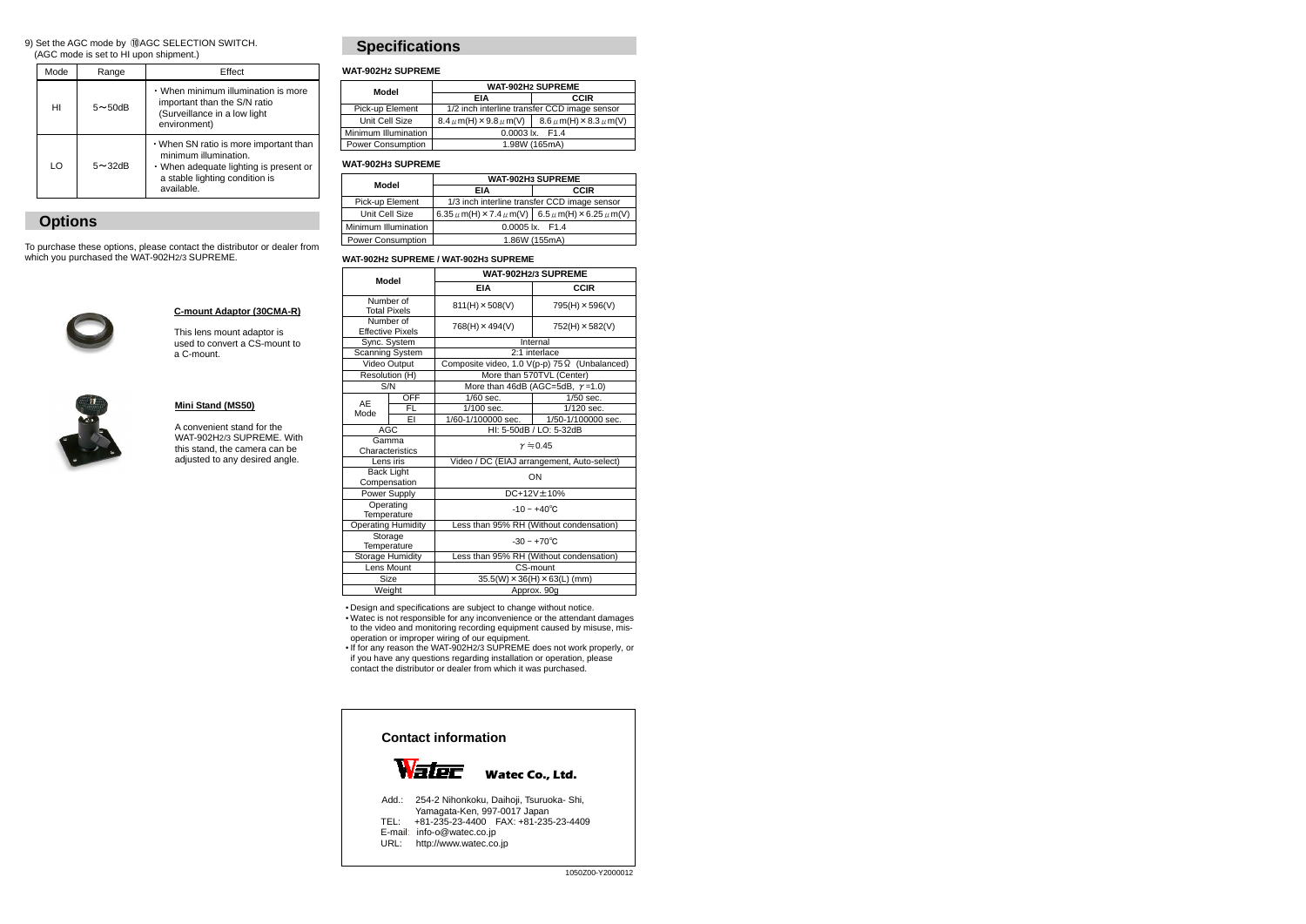9) Set the AGC mode by ⑩AGC SELECTION SWITCH.
(AGC mode is set to HI upon shipment.)

| Mode | Range | Effect |
|---|---|---|
| HI | 5～50dB | ・When minimum illumination is more important than the S/N ratio (Surveillance in a low light environment) |
| LO | 5～32dB | ・When SN ratio is more important than minimum illumination.<br>・When adequate lighting is present or a stable lighting condition is available. |

## Options

To purchase these options, please contact the distributor or dealer from which you purchased the WAT-902H2/3 SUPREME.

**C-mount Adaptor (30CMA-R)**

This lens mount adaptor is used to convert a CS-mount to a C-mount.

**Mini Stand (MS50)**

A convenient stand for the WAT-902H2/3 SUPREME. With this stand, the camera can be adjusted to any desired angle.

## Specifications

### WAT-902H2 SUPREME

| Model | WAT-902H2 SUPREME | |
|---|---|---|
| | EIA | CCIR |
| Pick-up Element | 1/2 inch interline transfer CCD image sensor | |
| Unit Cell Size | 8.4μm(H)×9.8μm(V) | 8.6μm(H)×8.3μm(V) |
| Minimum Illumination | 0.0003 lx. F1.4 | |
| Power Consumption | 1.98W (165mA) | |

### WAT-902H3 SUPREME

| Model | WAT-902H3 SUPREME | |
|---|---|---|
| | EIA | CCIR |
| Pick-up Element | 1/3 inch interline transfer CCD image sensor | |
| Unit Cell Size | 6.35μm(H)×7.4μm(V) | 6.5μm(H)×6.25μm(V) |
| Minimum Illumination | 0.0005 lx. F1.4 | |
| Power Consumption | 1.86W (155mA) | |

### WAT-902H2 SUPREME / WAT-902H3 SUPREME

| Model | | WAT-902H2/3 SUPREME | |
|---|---|---|---|
| | | EIA | CCIR |
| Number of Total Pixels | | 811(H)×508(V) | 795(H)×596(V) |
| Number of Effective Pixels | | 768(H)×494(V) | 752(H)×582(V) |
| Sync. System | | Internal | |
| Scanning System | | 2:1 interlace | |
| Video Output | | Composite video, 1.0 V(p-p) 75Ω (Unbalanced) | |
| Resolution (H) | | More than 570TVL (Center) | |
| S/N | | More than 46dB (AGC=5dB, γ=1.0) | |
| AE Mode | OFF | 1/60 sec. | 1/50 sec. |
| | FL | 1/100 sec. | 1/120 sec. |
| | EI | 1/60-1/100000 sec. | 1/50-1/100000 sec. |
| AGC | | HI: 5-50dB / LO: 5-32dB | |
| Gamma Characteristics | | γ≒0.45 | |
| Lens iris | | Video / DC (EIAJ arrangement, Auto-select) | |
| Back Light Compensation | | ON | |
| Power Supply | | DC+12V±10% | |
| Operating Temperature | | -10 ~ +40℃ | |
| Operating Humidity | | Less than 95% RH (Without condensation) | |
| Storage Temperature | | -30 ~ +70℃ | |
| Storage Humidity | | Less than 95% RH (Without condensation) | |
| Lens Mount | | CS-mount | |
| Size | | 35.5(W)×36(H)×63(L) (mm) | |
| Weight | | Approx. 90g | |

- Design and specifications are subject to change without notice.
- Watec is not responsible for any inconvenience or the attendant damages to the video and monitoring recording equipment caused by misuse, mis-operation or improper wiring of our equipment.
- If for any reason the WAT-902H2/3 SUPREME does not work properly, or if you have any questions regarding installation or operation, please contact the distributor or dealer from which it was purchased.

### Contact information

Watec Co., Ltd.

Add.: 254-2 Nihonkoku, Daihoji, Tsuruoka- Shi, Yamagata-Ken, 997-0017 Japan
TEL: +81-235-23-4400 FAX: +81-235-23-4409
E-mail: info-o@watec.co.jp
URL: http://www.watec.co.jp

1050Z00-Y2000012